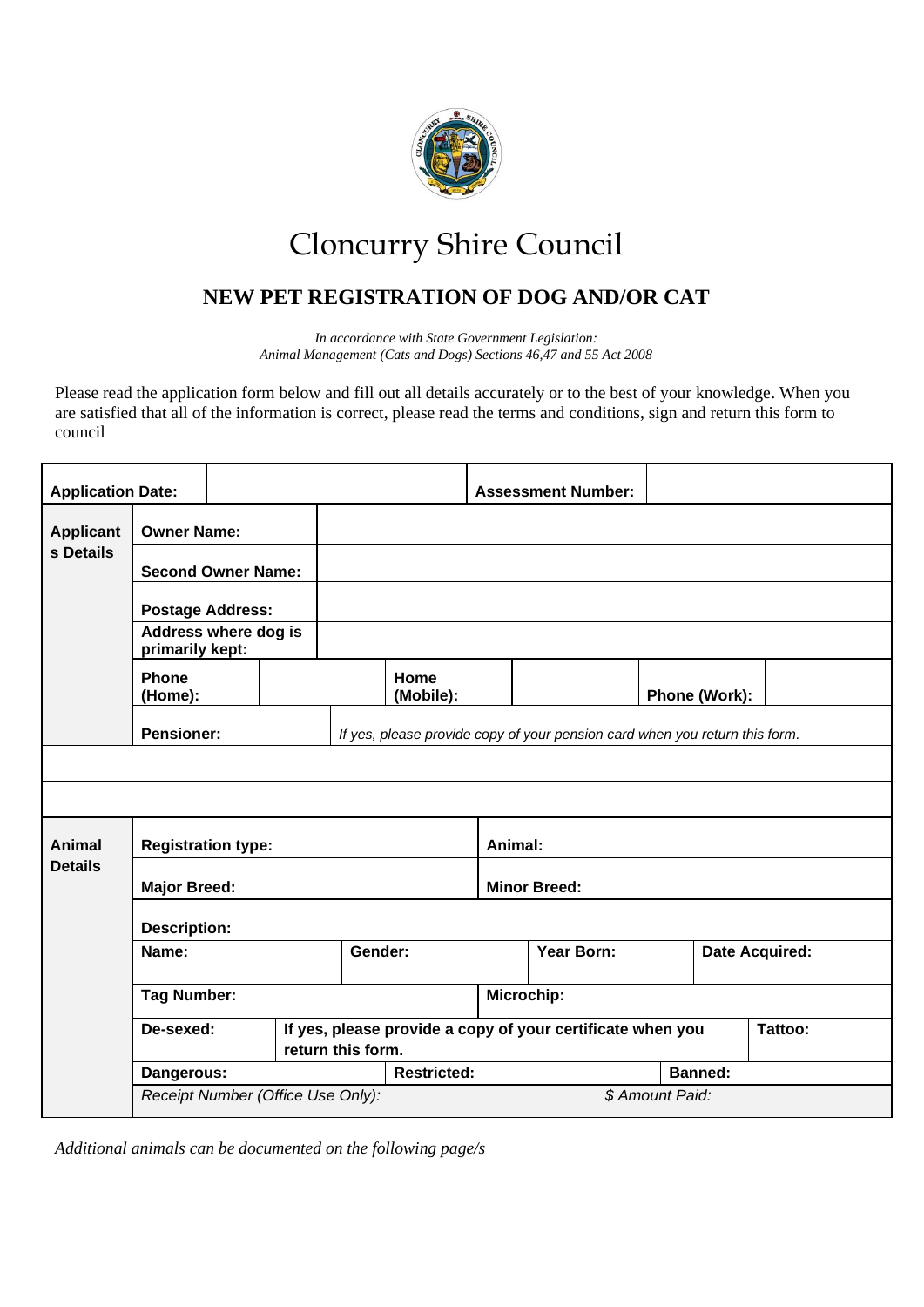# Cloncurry Shire Council

## NEW PET REGISTRATION OF DOG AND/OR CAT

*In accordance with State Government Legislation:*
*Animal Management (Cats and Dogs) Sections 46,47 and 55 Act 2008*

Please read the application form below and fill out all details accurately or to the best of your knowledge. When you are satisfied that all of the information is correct, please read the terms and conditions, sign and return this form to council

| **Application Date:** | | **Assessment Number:** | |
|---|---|---|---|

| **Applicants Details** | | | | | |
|---|---|---|---|---|---|
| | **Owner Name:** | | | | |
| | **Second Owner Name:** | | | | |
| | **Postage Address:** | | | | |
| | **Address where dog is primarily kept:** | | | | |
| | **Phone (Home):** | | **Home (Mobile):** | | **Phone (Work):** |
| | **Pensioner:** | *If yes, please provide copy of your pension card when you return this form.* | | | |

| **Animal Details** | | | | |
|---|---|---|---|---|
| | **Registration type:** | | **Animal:** | |
| | **Major Breed:** | | **Minor Breed:** | |
| | **Description:** | | | |
| | **Name:** | **Gender:** | **Year Born:** | **Date Acquired:** |
| | **Tag Number:** | | **Microchip:** | |
| | **De-sexed:** | **If yes, please provide a copy of your certificate when you return this form.** | | **Tattoo:** |
| | **Dangerous:** | **Restricted:** | | **Banned:** |
| | *Receipt Number (Office Use Only):* | | *$ Amount Paid:* | |

*Additional animals can be documented on the following page/s*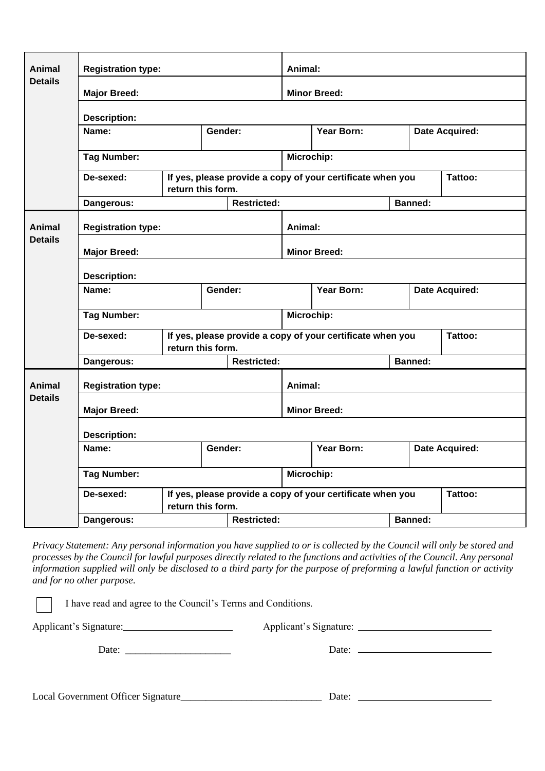| | | | | | | | | |
|---|---|---|---|---|---|---|---|---|
| **Animal Details** | **Registration type:** | | | | **Animal:** | | | |
| | **Major Breed:** | | | | **Minor Breed:** | | | |
| | **Description:** | | | | | | | |
| | **Name:** | | **Gender:** | | | **Year Born:** | **Date Acquired:** | |
| | **Tag Number:** | | | | **Microchip:** | | | |
| | **De-sexed:** | **If yes, please provide a copy of your certificate when you return this form.** | | | | | | **Tattoo:** |
| | **Dangerous:** | | | **Restricted:** | | | **Banned:** | |
| **Animal Details** | **Registration type:** | | | | **Animal:** | | | |
| | **Major Breed:** | | | | **Minor Breed:** | | | |
| | **Description:** | | | | | | | |
| | **Name:** | | **Gender:** | | | **Year Born:** | **Date Acquired:** | |
| | **Tag Number:** | | | | **Microchip:** | | | |
| | **De-sexed:** | **If yes, please provide a copy of your certificate when you return this form.** | | | | | | **Tattoo:** |
| | **Dangerous:** | | | **Restricted:** | | | **Banned:** | |
| **Animal Details** | **Registration type:** | | | | **Animal:** | | | |
| | **Major Breed:** | | | | **Minor Breed:** | | | |
| | **Description:** | | | | | | | |
| | **Name:** | | **Gender:** | | | **Year Born:** | **Date Acquired:** | |
| | **Tag Number:** | | | | **Microchip:** | | | |
| | **De-sexed:** | **If yes, please provide a copy of your certificate when you return this form.** | | | | | | **Tattoo:** |
| | **Dangerous:** | | | **Restricted:** | | | **Banned:** | |

*Privacy Statement: Any personal information you have supplied to or is collected by the Council will only be stored and processes by the Council for lawful purposes directly related to the functions and activities of the Council. Any personal information supplied will only be disclosed to a third party for the purpose of preforming a lawful function or activity and for no other purpose.*

☐ I have read and agree to the Council's Terms and Conditions.

Applicant's Signature:______________________ Applicant's Signature: ______________________

Date: ______________________ Date: ______________________

Local Government Officer Signature______________________________ Date: ______________________